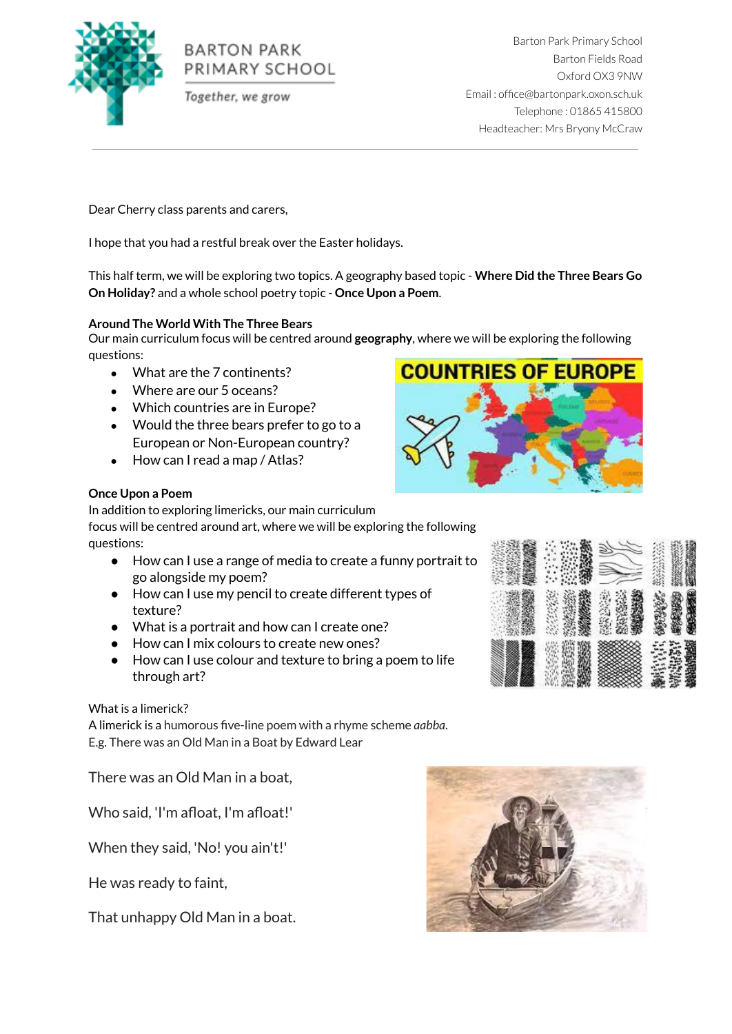BARTON PARK PRIMARY SCHOOL

*Together, we grow*

Barton Park Primary School
Barton Fields Road
Oxford OX3 9NW
Email : office@bartonpark.oxon.sch.uk
Telephone : 01865 415800
Headteacher: Mrs Bryony McCraw

---

Dear Cherry class parents and carers,

I hope that you had a restful break over the Easter holidays.

This half term, we will be exploring two topics. A geography based topic - **Where Did the Three Bears Go On Holiday?** and a whole school poetry topic - **Once Upon a Poem**.

**Around The World With The Three Bears**

Our main curriculum focus will be centred around **geography**, where we will be exploring the following questions:

- What are the 7 continents?
- Where are our 5 oceans?
- Which countries are in Europe?
- Would the three bears prefer to go to a European or Non-European country?
- How can I read a map / Atlas?

**Once Upon a Poem**

In addition to exploring limericks, our main curriculum focus will be centred around art, where we will be exploring the following questions:

- How can I use a range of media to create a funny portrait to go alongside my poem?
- How can I use my pencil to create different types of texture?
- What is a portrait and how can I create one?
- How can I mix colours to create new ones?
- How can I use colour and texture to bring a poem to life through art?

What is a limerick?

A limerick is a humorous five-line poem with a rhyme scheme *aabba*.

E.g. There was an Old Man in a Boat by Edward Lear

There was an Old Man in a boat,

Who said, 'I'm afloat, I'm afloat!'

When they said, 'No! you ain't!'

He was ready to faint,

That unhappy Old Man in a boat.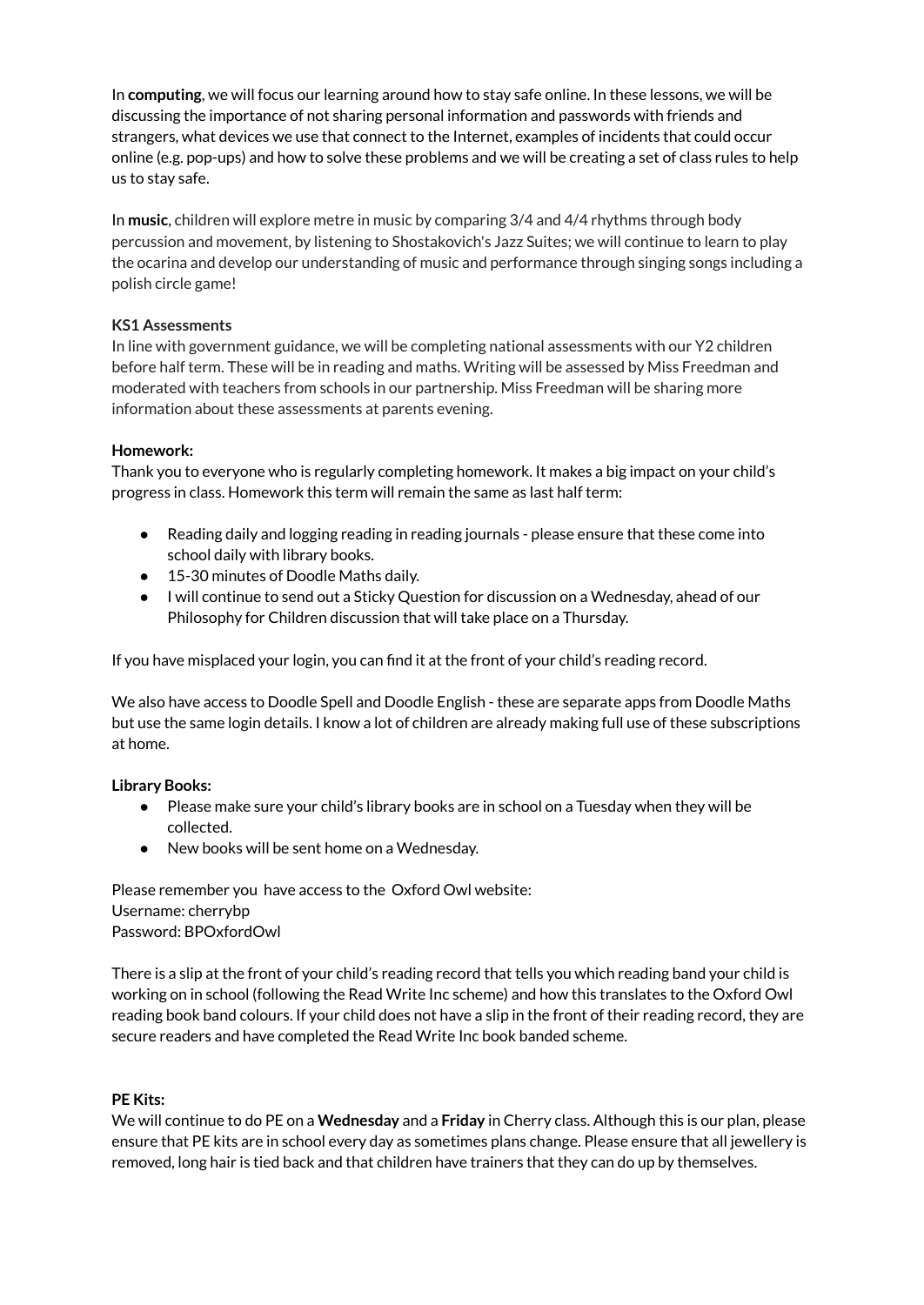In **computing**, we will focus our learning around how to stay safe online. In these lessons, we will be discussing the importance of not sharing personal information and passwords with friends and strangers, what devices we use that connect to the Internet, examples of incidents that could occur online (e.g. pop-ups) and how to solve these problems and we will be creating a set of class rules to help us to stay safe.

In **music**, children will explore metre in music by comparing 3/4 and 4/4 rhythms through body percussion and movement, by listening to Shostakovich's Jazz Suites; we will continue to learn to play the ocarina and develop our understanding of music and performance through singing songs including a polish circle game!

**KS1 Assessments**

In line with government guidance, we will be completing national assessments with our Y2 children before half term. These will be in reading and maths. Writing will be assessed by Miss Freedman and moderated with teachers from schools in our partnership. Miss Freedman will be sharing more information about these assessments at parents evening.

**Homework:**

Thank you to everyone who is regularly completing homework. It makes a big impact on your child's progress in class. Homework this term will remain the same as last half term:

- Reading daily and logging reading in reading journals - please ensure that these come into school daily with library books.
- 15-30 minutes of Doodle Maths daily.
- I will continue to send out a Sticky Question for discussion on a Wednesday, ahead of our Philosophy for Children discussion that will take place on a Thursday.

If you have misplaced your login, you can find it at the front of your child's reading record.

We also have access to Doodle Spell and Doodle English - these are separate apps from Doodle Maths but use the same login details. I know a lot of children are already making full use of these subscriptions at home.

**Library Books:**

- Please make sure your child's library books are in school on a Tuesday when they will be collected.
- New books will be sent home on a Wednesday.

Please remember you have access to the Oxford Owl website:
Username: cherrybp
Password: BPOxfordOwl

There is a slip at the front of your child's reading record that tells you which reading band your child is working on in school (following the Read Write Inc scheme) and how this translates to the Oxford Owl reading book band colours. If your child does not have a slip in the front of their reading record, they are secure readers and have completed the Read Write Inc book banded scheme.

**PE Kits:**

We will continue to do PE on a **Wednesday** and a **Friday** in Cherry class. Although this is our plan, please ensure that PE kits are in school every day as sometimes plans change. Please ensure that all jewellery is removed, long hair is tied back and that children have trainers that they can do up by themselves.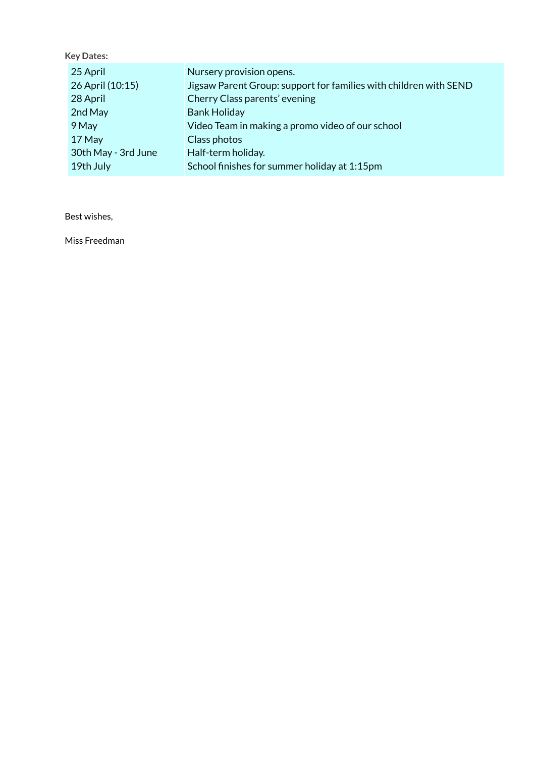**Key Dates:**

| | |
|---|---|
| 25 April | Nursery provision opens. |
| 26 April (10:15) | Jigsaw Parent Group: support for families with children with SEND |
| 28 April | Cherry Class parents' evening |
| 2nd May | Bank Holiday |
| 9 May | Video Team in making a promo video of our school |
| 17 May | Class photos |
| 30th May - 3rd June | Half-term holiday. |
| 19th July | School finishes for summer holiday at 1:15pm |

Best wishes,

Miss Freedman